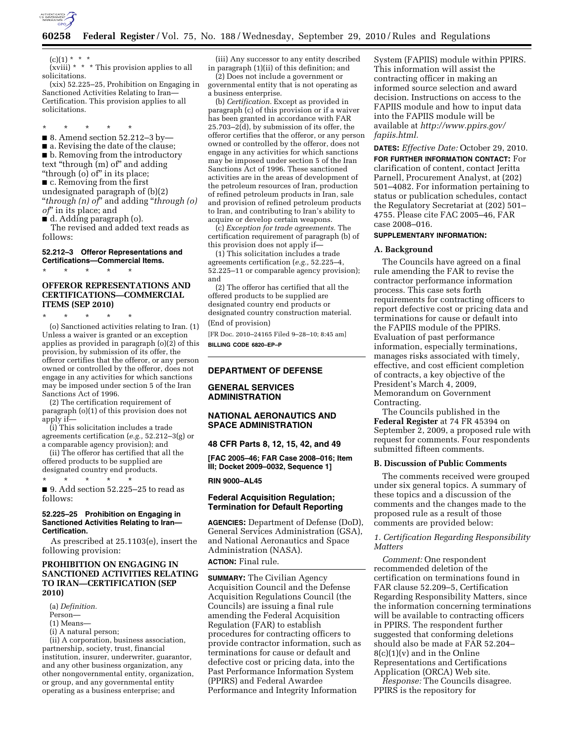(c)(1) * * *

(xviii) * * * This provision applies to all solicitations.

(xix) 52.225–25, Prohibition on Engaging in Sanctioned Activities Relating to Iran—Certification. This provision applies to all solicitations.

\* \* \* \* \*

■ 8. Amend section 52.212–3 by—

■ a. Revising the date of the clause;

■ b. Removing from the introductory text "through (m) of" and adding "through (o) of" in its place;

■ c. Removing from the first undesignated paragraph of (b)(2) "*through (n) of*" and adding "*through (o) of*" in its place; and

■ d. Adding paragraph (o).

The revised and added text reads as follows:

### 52.212–3 Offeror Representations and Certifications—Commercial Items.

\* \* \* \* \*

#### OFFEROR REPRESENTATIONS AND CERTIFICATIONS—COMMERCIAL ITEMS (SEP 2010)

\* \* \* \* \*

(o) Sanctioned activities relating to Iran. (1) Unless a waiver is granted or an exception applies as provided in paragraph (o)(2) of this provision, by submission of its offer, the offeror certifies that the offeror, or any person owned or controlled by the offeror, does not engage in any activities for which sanctions may be imposed under section 5 of the Iran Sanctions Act of 1996.

(2) The certification requirement of paragraph (o)(1) of this provision does not apply if—

(i) This solicitation includes a trade agreements certification (*e.g.,* 52.212–3(g) or a comparable agency provision); and

(ii) The offeror has certified that all the offered products to be supplied are designated country end products.

\* \* \* \* \*

■ 9. Add section 52.225–25 to read as follows:

### 52.225–25 Prohibition on Engaging in Sanctioned Activities Relating to Iran—Certification.

As prescribed at 25.1103(e), insert the following provision:

#### PROHIBITION ON ENGAGING IN SANCTIONED ACTIVITIES RELATING TO IRAN—CERTIFICATION (SEP 2010)

(a) *Definition.*

Person—

(1) Means—

(i) A natural person;

(ii) A corporation, business association, partnership, society, trust, financial institution, insurer, underwriter, guarantor, and any other business organization, any other nongovernmental entity, organization, or group, and any governmental entity operating as a business enterprise; and

(iii) Any successor to any entity described in paragraph (1)(ii) of this definition; and

(2) Does not include a government or governmental entity that is not operating as a business enterprise.

(b) *Certification.* Except as provided in paragraph (c) of this provision or if a waiver has been granted in accordance with FAR 25.703–2(d), by submission of its offer, the offeror certifies that the offeror, or any person owned or controlled by the offeror, does not engage in any activities for which sanctions may be imposed under section 5 of the Iran Sanctions Act of 1996. These sanctioned activities are in the areas of development of the petroleum resources of Iran, production of refined petroleum products in Iran, sale and provision of refined petroleum products to Iran, and contributing to Iran's ability to acquire or develop certain weapons.

(c) *Exception for trade agreements.* The certification requirement of paragraph (b) of this provision does not apply if—

(1) This solicitation includes a trade agreements certification (*e.g.,* 52.225–4, 52.225–11 or comparable agency provision); and

(2) The offeror has certified that all the offered products to be supplied are designated country end products or designated country construction material.

(End of provision)

[FR Doc. 2010–24165 Filed 9–28–10; 8:45 am]

**BILLING CODE 6820–EP–P**

---

## DEPARTMENT OF DEFENSE

## GENERAL SERVICES ADMINISTRATION

## NATIONAL AERONAUTICS AND SPACE ADMINISTRATION

### 48 CFR Parts 8, 12, 15, 42, and 49

**[FAC 2005–46; FAR Case 2008–016; Item III; Docket 2009–0032, Sequence 1]**

**RIN 9000–AL45**

## Federal Acquisition Regulation; Termination for Default Reporting

**AGENCIES:** Department of Defense (DoD), General Services Administration (GSA), and National Aeronautics and Space Administration (NASA).

**ACTION:** Final rule.

**SUMMARY:** The Civilian Agency Acquisition Council and the Defense Acquisition Regulations Council (the Councils) are issuing a final rule amending the Federal Acquisition Regulation (FAR) to establish procedures for contracting officers to provide contractor information, such as terminations for cause or default and defective cost or pricing data, into the Past Performance Information System (PPIRS) and Federal Awardee Performance and Integrity Information System (FAPIIS) module within PPIRS. This information will assist the contracting officer in making an informed source selection and award decision. Instructions on access to the FAPIIS module and how to input data into the FAPIIS module will be available at *http://www.ppirs.gov/fapiis.html.*

**DATES:** *Effective Date:* October 29, 2010.

**FOR FURTHER INFORMATION CONTACT:** For clarification of content, contact Jeritta Parnell, Procurement Analyst, at (202) 501–4082. For information pertaining to status or publication schedules, contact the Regulatory Secretariat at (202) 501–4755. Please cite FAC 2005–46, FAR case 2008–016.

**SUPPLEMENTARY INFORMATION:**

### A. Background

The Councils have agreed on a final rule amending the FAR to revise the contractor performance information process. This case sets forth requirements for contracting officers to report defective cost or pricing data and terminations for cause or default into the FAPIIS module of the PPIRS. Evaluation of past performance information, especially terminations, manages risks associated with timely, effective, and cost efficient completion of contracts, a key objective of the President's March 4, 2009, Memorandum on Government Contracting.

The Councils published in the **Federal Register** at 74 FR 45394 on September 2, 2009, a proposed rule with request for comments. Four respondents submitted fifteen comments.

### B. Discussion of Public Comments

The comments received were grouped under six general topics. A summary of these topics and a discussion of the comments and the changes made to the proposed rule as a result of those comments are provided below:

#### *1. Certification Regarding Responsibility Matters*

*Comment:* One respondent recommended deletion of the certification on terminations found in FAR clause 52.209–5, Certification Regarding Responsibility Matters, since the information concerning terminations will be available to contracting officers in PPIRS. The respondent further suggested that conforming deletions should also be made at FAR 52.204–8(c)(1)(v) and in the Online Representations and Certifications Application (ORCA) Web site.

*Response:* The Councils disagree. PPIRS is the repository for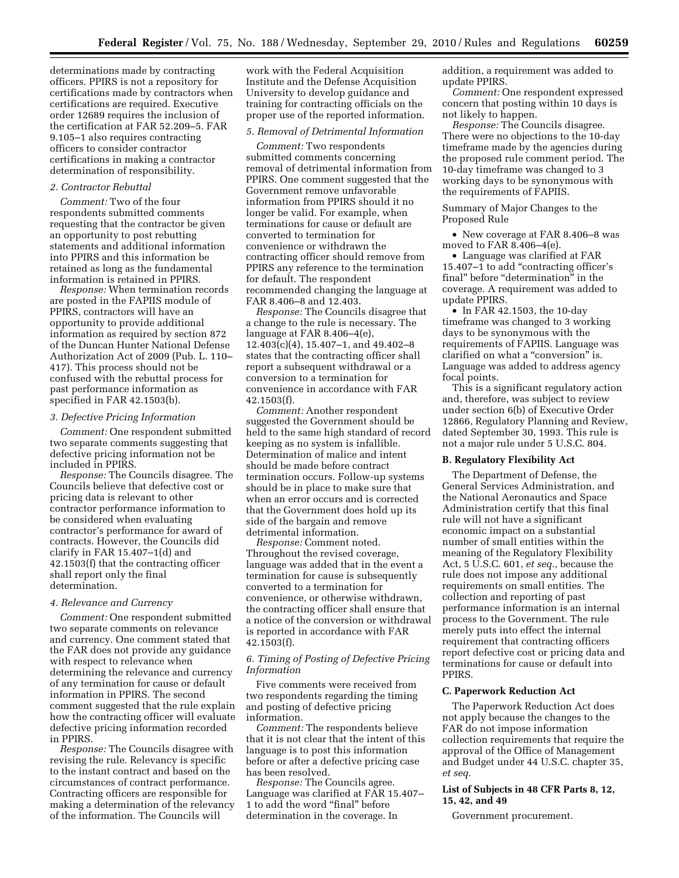determinations made by contracting officers. PPIRS is not a repository for certifications made by contractors when certifications are required. Executive order 12689 requires the inclusion of the certification at FAR 52.209–5. FAR 9.105–1 also requires contracting officers to consider contractor certifications in making a contractor determination of responsibility.

*2. Contractor Rebuttal*

*Comment:* Two of the four respondents submitted comments requesting that the contractor be given an opportunity to post rebutting statements and additional information into PPIRS and this information be retained as long as the fundamental information is retained in PPIRS.

*Response:* When termination records are posted in the FAPIIS module of PPIRS, contractors will have an opportunity to provide additional information as required by section 872 of the Duncan Hunter National Defense Authorization Act of 2009 (Pub. L. 110–417). This process should not be confused with the rebuttal process for past performance information as specified in FAR 42.1503(b).

*3. Defective Pricing Information*

*Comment:* One respondent submitted two separate comments suggesting that defective pricing information not be included in PPIRS.

*Response:* The Councils disagree. The Councils believe that defective cost or pricing data is relevant to other contractor performance information to be considered when evaluating contractor's performance for award of contracts. However, the Councils did clarify in FAR 15.407–1(d) and 42.1503(f) that the contracting officer shall report only the final determination.

*4. Relevance and Currency*

*Comment:* One respondent submitted two separate comments on relevance and currency. One comment stated that the FAR does not provide any guidance with respect to relevance when determining the relevance and currency of any termination for cause or default information in PPIRS. The second comment suggested that the rule explain how the contracting officer will evaluate defective pricing information recorded in PPIRS.

*Response:* The Councils disagree with revising the rule. Relevancy is specific to the instant contract and based on the circumstances of contract performance. Contracting officers are responsible for making a determination of the relevancy of the information. The Councils will work with the Federal Acquisition Institute and the Defense Acquisition University to develop guidance and training for contracting officials on the proper use of the reported information.

*5. Removal of Detrimental Information*

*Comment:* Two respondents submitted comments concerning removal of detrimental information from PPIRS. One comment suggested that the Government remove unfavorable information from PPIRS should it no longer be valid. For example, when terminations for cause or default are converted to termination for convenience or withdrawn the contracting officer should remove from PPIRS any reference to the termination for default. The respondent recommended changing the language at FAR 8.406–8 and 12.403.

*Response:* The Councils disagree that a change to the rule is necessary. The language at FAR 8.406–4(e), 12.403(c)(4), 15.407–1, and 49.402–8 states that the contracting officer shall report a subsequent withdrawal or a conversion to a termination for convenience in accordance with FAR 42.1503(f).

*Comment:* Another respondent suggested the Government should be held to the same high standard of record keeping as no system is infallible. Determination of malice and intent should be made before contract termination occurs. Follow-up systems should be in place to make sure that when an error occurs and is corrected that the Government does hold up its side of the bargain and remove detrimental information.

*Response:* Comment noted. Throughout the revised coverage, language was added that in the event a termination for cause is subsequently converted to a termination for convenience, or otherwise withdrawn, the contracting officer shall ensure that a notice of the conversion or withdrawal is reported in accordance with FAR 42.1503(f).

*6. Timing of Posting of Defective Pricing Information*

Five comments were received from two respondents regarding the timing and posting of defective pricing information.

*Comment:* The respondents believe that it is not clear that the intent of this language is to post this information before or after a defective pricing case has been resolved.

*Response:* The Councils agree. Language was clarified at FAR 15.407–1 to add the word "final" before determination in the coverage. In addition, a requirement was added to update PPIRS.

*Comment:* One respondent expressed concern that posting within 10 days is not likely to happen.

*Response:* The Councils disagree. There were no objections to the 10-day timeframe made by the agencies during the proposed rule comment period. The 10-day timeframe was changed to 3 working days to be synonymous with the requirements of FAPIIS.

Summary of Major Changes to the Proposed Rule

- New coverage at FAR 8.406–8 was moved to FAR 8.406–4(e).
- Language was clarified at FAR 15.407–1 to add "contracting officer's final" before "determination" in the coverage. A requirement was added to update PPIRS.
- In FAR 42.1503, the 10-day timeframe was changed to 3 working days to be synonymous with the requirements of FAPIIS. Language was clarified on what a "conversion" is. Language was added to address agency focal points.

This is a significant regulatory action and, therefore, was subject to review under section 6(b) of Executive Order 12866, Regulatory Planning and Review, dated September 30, 1993. This rule is not a major rule under 5 U.S.C. 804.

**B. Regulatory Flexibility Act**

The Department of Defense, the General Services Administration, and the National Aeronautics and Space Administration certify that this final rule will not have a significant economic impact on a substantial number of small entities within the meaning of the Regulatory Flexibility Act, 5 U.S.C. 601, *et seq.,* because the rule does not impose any additional requirements on small entities. The collection and reporting of past performance information is an internal process to the Government. The rule merely puts into effect the internal requirement that contracting officers report defective cost or pricing data and terminations for cause or default into PPIRS.

**C. Paperwork Reduction Act**

The Paperwork Reduction Act does not apply because the changes to the FAR do not impose information collection requirements that require the approval of the Office of Management and Budget under 44 U.S.C. chapter 35, *et seq.*

**List of Subjects in 48 CFR Parts 8, 12, 15, 42, and 49**

Government procurement.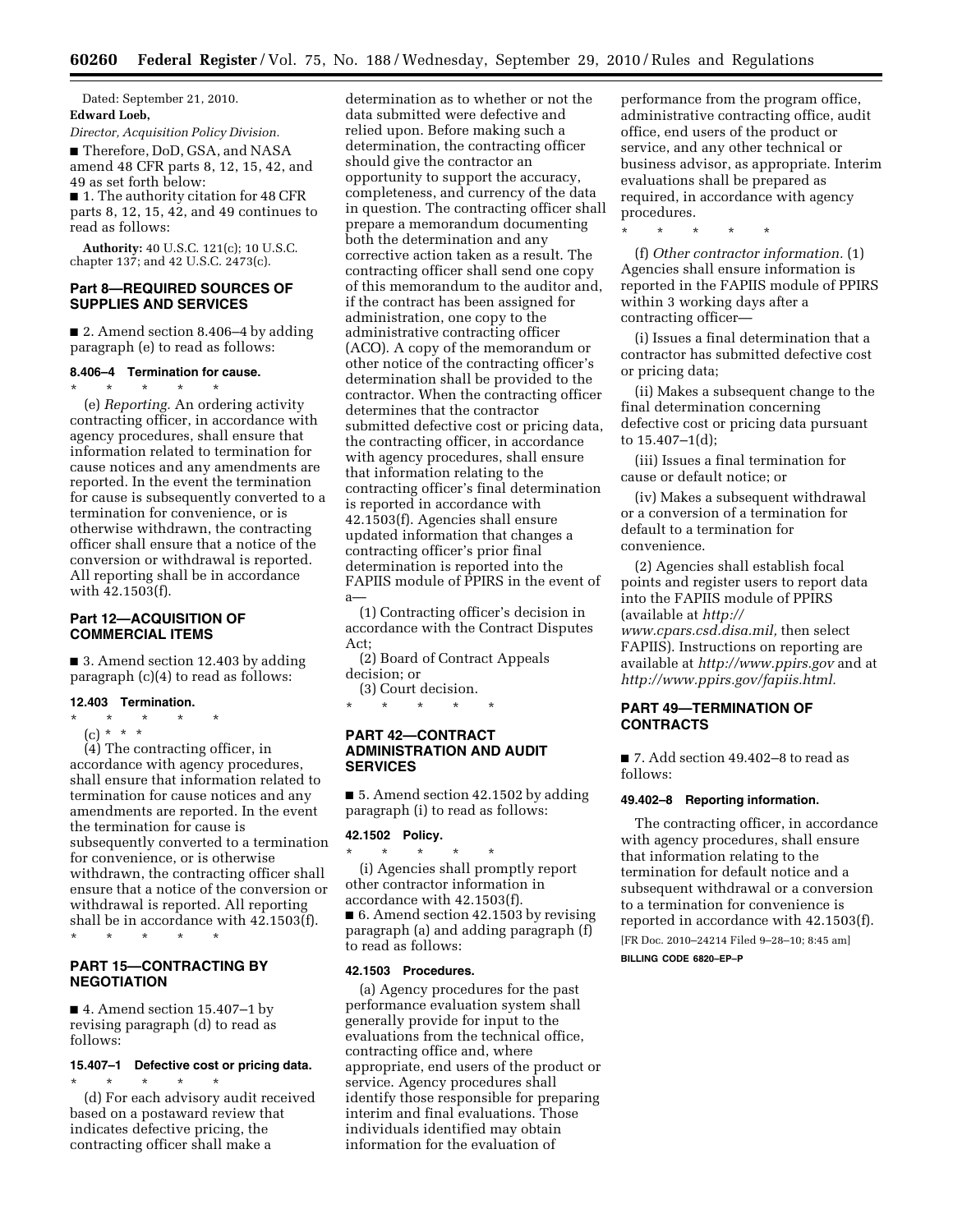Dated: September 21, 2010.

**Edward Loeb,**

*Director, Acquisition Policy Division.*

■ Therefore, DoD, GSA, and NASA amend 48 CFR parts 8, 12, 15, 42, and 49 as set forth below:

■ 1. The authority citation for 48 CFR parts 8, 12, 15, 42, and 49 continues to read as follows:

**Authority:** 40 U.S.C. 121(c); 10 U.S.C. chapter 137; and 42 U.S.C. 2473(c).

## Part 8—REQUIRED SOURCES OF SUPPLIES AND SERVICES

■ 2. Amend section 8.406–4 by adding paragraph (e) to read as follows:

### 8.406–4 Termination for cause.

\* \* \* \* \*

(e) *Reporting.* An ordering activity contracting officer, in accordance with agency procedures, shall ensure that information related to termination for cause notices and any amendments are reported. In the event the termination for cause is subsequently converted to a termination for convenience, or is otherwise withdrawn, the contracting officer shall ensure that a notice of the conversion or withdrawal is reported. All reporting shall be in accordance with 42.1503(f).

## Part 12—ACQUISITION OF COMMERCIAL ITEMS

■ 3. Amend section 12.403 by adding paragraph (c)(4) to read as follows:

### 12.403 Termination.

\* \* \* \* \*

(c) \* \* \*

(4) The contracting officer, in accordance with agency procedures, shall ensure that information related to termination for cause notices and any amendments are reported. In the event the termination for cause is subsequently converted to a termination for convenience, or is otherwise withdrawn, the contracting officer shall ensure that a notice of the conversion or withdrawal is reported. All reporting shall be in accordance with 42.1503(f).

\* \* \* \* \*

## PART 15—CONTRACTING BY NEGOTIATION

■ 4. Amend section 15.407–1 by revising paragraph (d) to read as follows:

### 15.407–1 Defective cost or pricing data.

\* \* \* \* \*

(d) For each advisory audit received based on a postaward review that indicates defective pricing, the contracting officer shall make a determination as to whether or not the data submitted were defective and relied upon. Before making such a determination, the contracting officer should give the contractor an opportunity to support the accuracy, completeness, and currency of the data in question. The contracting officer shall prepare a memorandum documenting both the determination and any corrective action taken as a result. The contracting officer shall send one copy of this memorandum to the auditor and, if the contract has been assigned for administration, one copy to the administrative contracting officer (ACO). A copy of the memorandum or other notice of the contracting officer's determination shall be provided to the contractor. When the contracting officer determines that the contractor submitted defective cost or pricing data, the contracting officer, in accordance with agency procedures, shall ensure that information relating to the contracting officer's final determination is reported in accordance with 42.1503(f). Agencies shall ensure updated information that changes a contracting officer's prior final determination is reported into the FAPIIS module of PPIRS in the event of a—

(1) Contracting officer's decision in accordance with the Contract Disputes Act;

(2) Board of Contract Appeals decision; or

(3) Court decision.

\* \* \* \* \*

## PART 42—CONTRACT ADMINISTRATION AND AUDIT SERVICES

■ 5. Amend section 42.1502 by adding paragraph (i) to read as follows:

### 42.1502 Policy.

\* \* \* \* \*

(i) Agencies shall promptly report other contractor information in accordance with 42.1503(f).

■ 6. Amend section 42.1503 by revising paragraph (a) and adding paragraph (f) to read as follows:

### 42.1503 Procedures.

(a) Agency procedures for the past performance evaluation system shall generally provide for input to the evaluations from the technical office, contracting office and, where appropriate, end users of the product or service. Agency procedures shall identify those responsible for preparing interim and final evaluations. Those individuals identified may obtain information for the evaluation of performance from the program office, administrative contracting office, audit office, end users of the product or service, and any other technical or business advisor, as appropriate. Interim evaluations shall be prepared as required, in accordance with agency procedures.

\* \* \* \* \*

(f) *Other contractor information.* (1) Agencies shall ensure information is reported in the FAPIIS module of PPIRS within 3 working days after a contracting officer—

(i) Issues a final determination that a contractor has submitted defective cost or pricing data;

(ii) Makes a subsequent change to the final determination concerning defective cost or pricing data pursuant to 15.407–1(d);

(iii) Issues a final termination for cause or default notice; or

(iv) Makes a subsequent withdrawal or a conversion of a termination for default to a termination for convenience.

(2) Agencies shall establish focal points and register users to report data into the FAPIIS module of PPIRS (available at *http://www.cpars.csd.disa.mil,* then select FAPIIS). Instructions on reporting are available at *http://www.ppirs.gov* and at *http://www.ppirs.gov/fapiis.html.*

## PART 49—TERMINATION OF CONTRACTS

■ 7. Add section 49.402–8 to read as follows:

### 49.402–8 Reporting information.

The contracting officer, in accordance with agency procedures, shall ensure that information relating to the termination for default notice and a subsequent withdrawal or a conversion to a termination for convenience is reported in accordance with 42.1503(f).

[FR Doc. 2010–24214 Filed 9–28–10; 8:45 am]

**BILLING CODE 6820–EP–P**